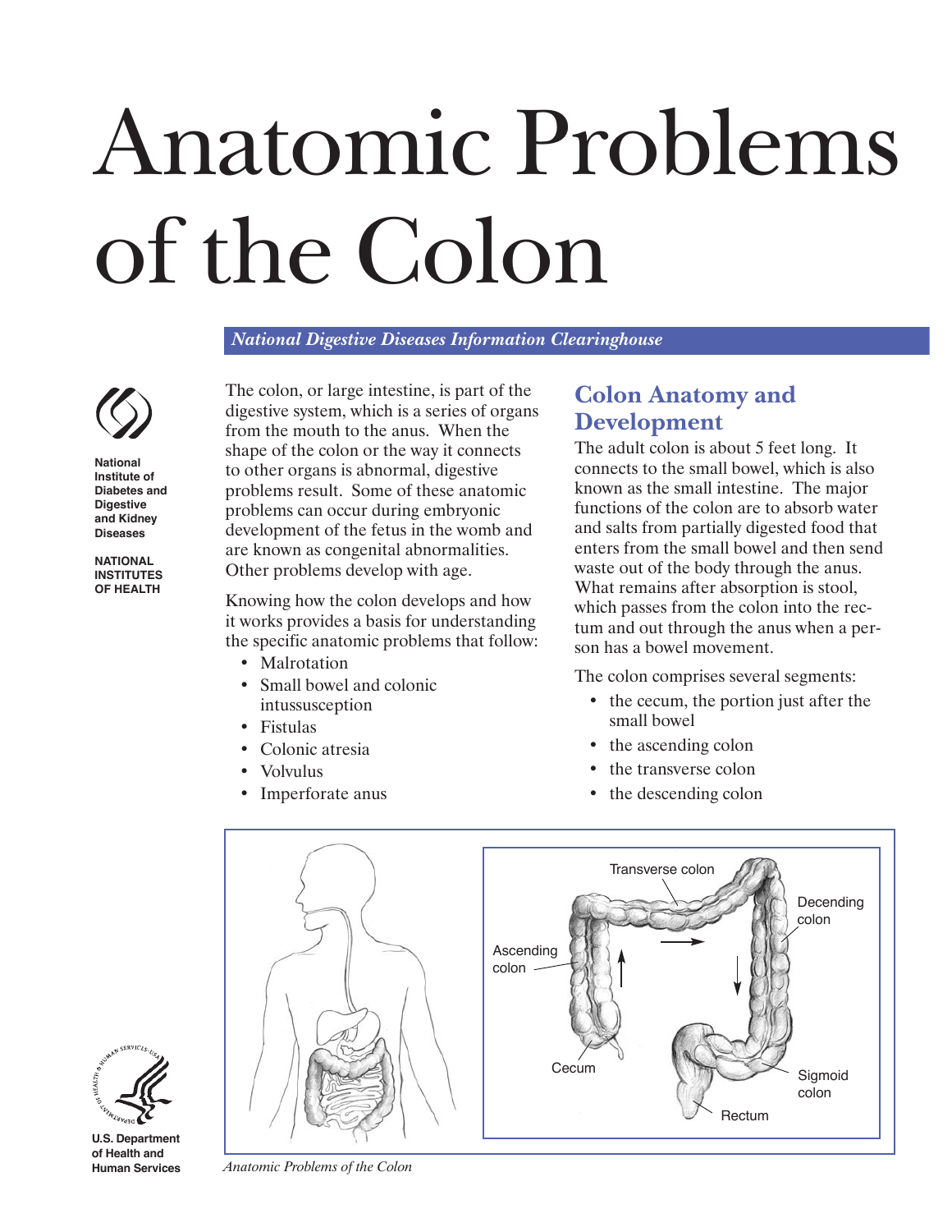# Anatomic Problems of the Colon

*National Digestive Diseases Information Clearinghouse*

National Institute of Diabetes and Digestive and Kidney Diseases

NATIONAL INSTITUTES OF HEALTH

The colon, or large intestine, is part of the digestive system, which is a series of organs from the mouth to the anus. When the shape of the colon or the way it connects to other organs is abnormal, digestive problems result. Some of these anatomic problems can occur during embryonic development of the fetus in the womb and are known as congenital abnormalities. Other problems develop with age.

Knowing how the colon develops and how it works provides a basis for understanding the specific anatomic problems that follow:

- Malrotation
- Small bowel and colonic intussusception
- Fistulas
- Colonic atresia
- Volvulus
- Imperforate anus

## Colon Anatomy and Development

The adult colon is about 5 feet long. It connects to the small bowel, which is also known as the small intestine. The major functions of the colon are to absorb water and salts from partially digested food that enters from the small bowel and then send waste out of the body through the anus. What remains after absorption is stool, which passes from the colon into the rectum and out through the anus when a person has a bowel movement.

The colon comprises several segments:

- the cecum, the portion just after the small bowel
- the ascending colon
- the transverse colon
- the descending colon

Transverse colon

Ascending colon

Decending colon

Cecum

Sigmoid colon

Rectum

U.S. Department of Health and Human Services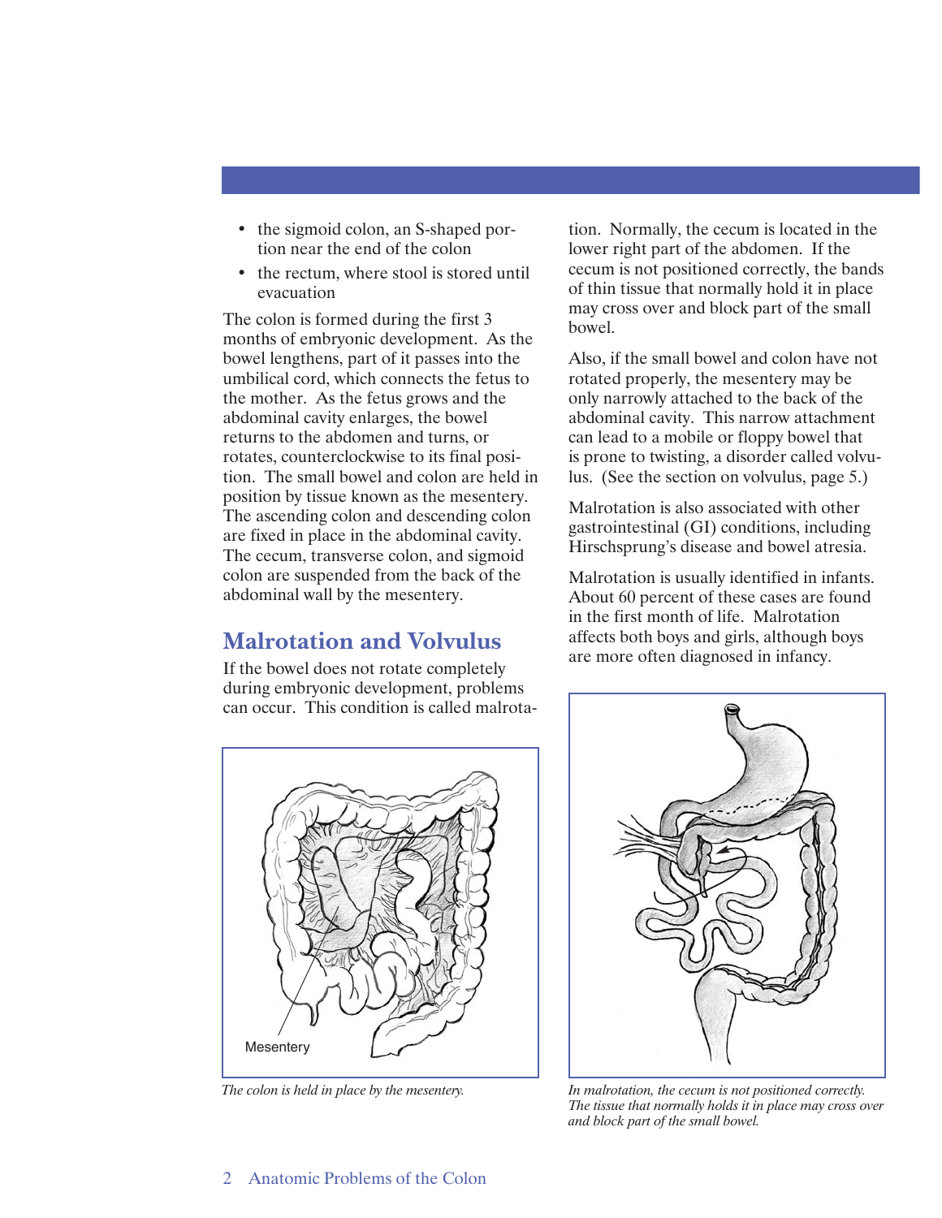- the sigmoid colon, an S-shaped portion near the end of the colon
- the rectum, where stool is stored until evacuation

The colon is formed during the first 3 months of embryonic development. As the bowel lengthens, part of it passes into the umbilical cord, which connects the fetus to the mother. As the fetus grows and the abdominal cavity enlarges, the bowel returns to the abdomen and turns, or rotates, counterclockwise to its final position. The small bowel and colon are held in position by tissue known as the mesentery. The ascending colon and descending colon are fixed in place in the abdominal cavity. The cecum, transverse colon, and sigmoid colon are suspended from the back of the abdominal wall by the mesentery.

## Malrotation and Volvulus

If the bowel does not rotate completely during embryonic development, problems can occur. This condition is called malrotation. Normally, the cecum is located in the lower right part of the abdomen. If the cecum is not positioned correctly, the bands of thin tissue that normally hold it in place may cross over and block part of the small bowel.

Also, if the small bowel and colon have not rotated properly, the mesentery may be only narrowly attached to the back of the abdominal cavity. This narrow attachment can lead to a mobile or floppy bowel that is prone to twisting, a disorder called volvulus. (See the section on volvulus, page 5.)

Malrotation is also associated with other gastrointestinal (GI) conditions, including Hirschsprung's disease and bowel atresia.

Malrotation is usually identified in infants. About 60 percent of these cases are found in the first month of life. Malrotation affects both boys and girls, although boys are more often diagnosed in infancy.

Mesentery

*The colon is held in place by the mesentery.*

*In malrotation, the cecum is not positioned correctly. The tissue that normally holds it in place may cross over and block part of the small bowel.*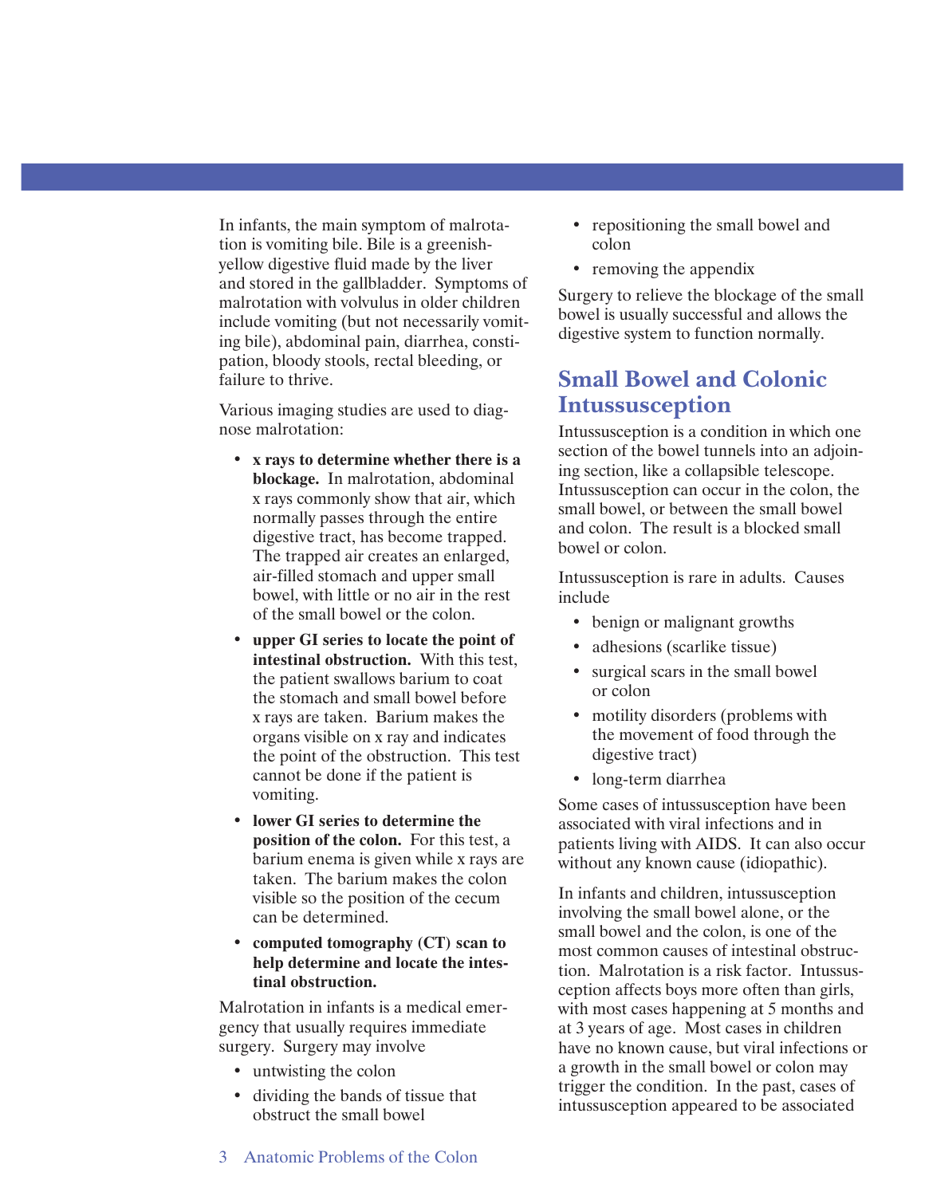In infants, the main symptom of malrotation is vomiting bile. Bile is a greenish-yellow digestive fluid made by the liver and stored in the gallbladder. Symptoms of malrotation with volvulus in older children include vomiting (but not necessarily vomiting bile), abdominal pain, diarrhea, constipation, bloody stools, rectal bleeding, or failure to thrive.

Various imaging studies are used to diagnose malrotation:

- **x rays to determine whether there is a blockage.** In malrotation, abdominal x rays commonly show that air, which normally passes through the entire digestive tract, has become trapped. The trapped air creates an enlarged, air-filled stomach and upper small bowel, with little or no air in the rest of the small bowel or the colon.
- **upper GI series to locate the point of intestinal obstruction.** With this test, the patient swallows barium to coat the stomach and small bowel before x rays are taken. Barium makes the organs visible on x ray and indicates the point of the obstruction. This test cannot be done if the patient is vomiting.
- **lower GI series to determine the position of the colon.** For this test, a barium enema is given while x rays are taken. The barium makes the colon visible so the position of the cecum can be determined.
- **computed tomography (CT) scan to help determine and locate the intestinal obstruction.**

Malrotation in infants is a medical emergency that usually requires immediate surgery. Surgery may involve

- untwisting the colon
- dividing the bands of tissue that obstruct the small bowel
- repositioning the small bowel and colon
- removing the appendix

Surgery to relieve the blockage of the small bowel is usually successful and allows the digestive system to function normally.

## Small Bowel and Colonic Intussusception

Intussusception is a condition in which one section of the bowel tunnels into an adjoining section, like a collapsible telescope. Intussusception can occur in the colon, the small bowel, or between the small bowel and colon. The result is a blocked small bowel or colon.

Intussusception is rare in adults. Causes include

- benign or malignant growths
- adhesions (scarlike tissue)
- surgical scars in the small bowel or colon
- motility disorders (problems with the movement of food through the digestive tract)
- long-term diarrhea

Some cases of intussusception have been associated with viral infections and in patients living with AIDS. It can also occur without any known cause (idiopathic).

In infants and children, intussusception involving the small bowel alone, or the small bowel and the colon, is one of the most common causes of intestinal obstruction. Malrotation is a risk factor. Intussusception affects boys more often than girls, with most cases happening at 5 months and at 3 years of age. Most cases in children have no known cause, but viral infections or a growth in the small bowel or colon may trigger the condition. In the past, cases of intussusception appeared to be associated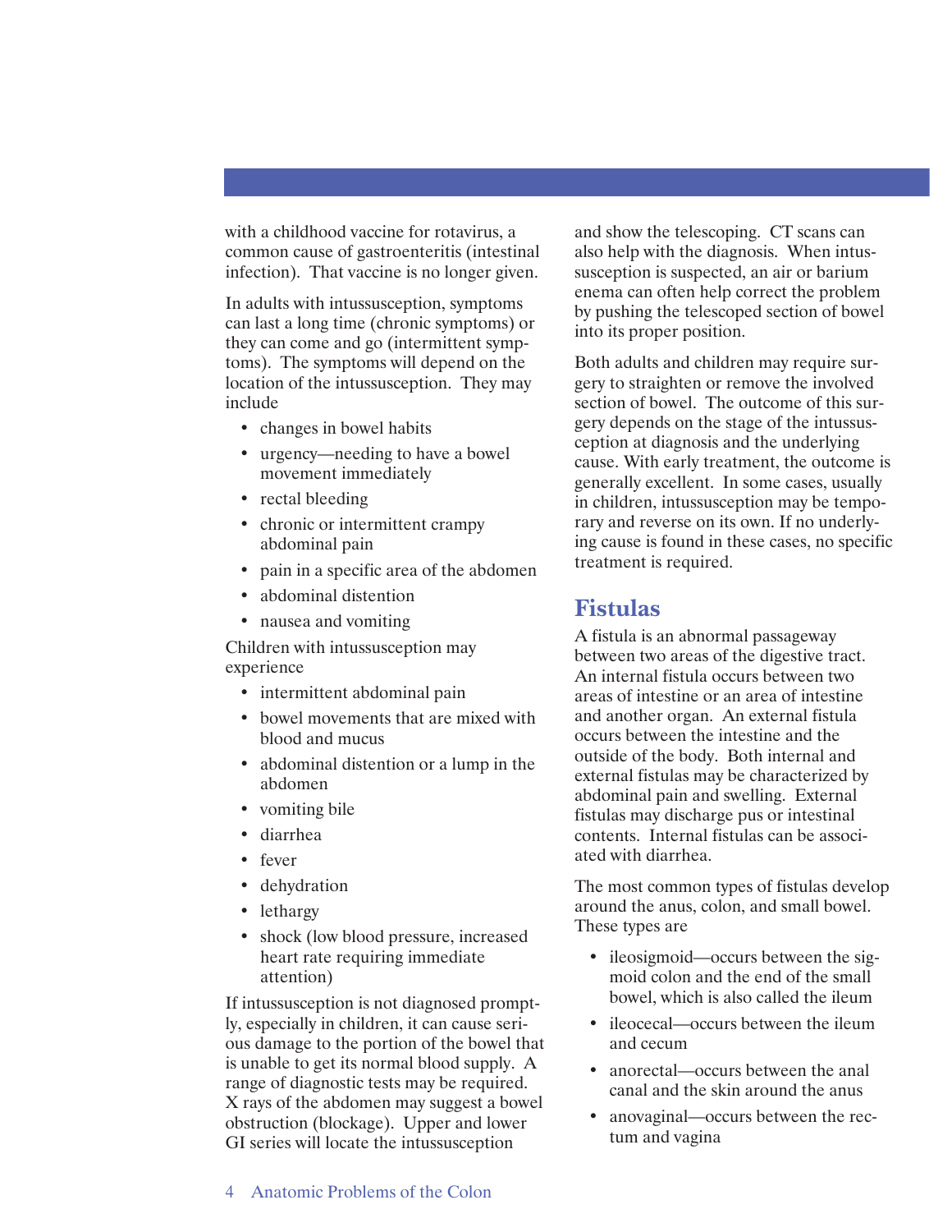with a childhood vaccine for rotavirus, a common cause of gastroenteritis (intestinal infection). That vaccine is no longer given.

In adults with intussusception, symptoms can last a long time (chronic symptoms) or they can come and go (intermittent symptoms). The symptoms will depend on the location of the intussusception. They may include

- changes in bowel habits
- urgency—needing to have a bowel movement immediately
- rectal bleeding
- chronic or intermittent crampy abdominal pain
- pain in a specific area of the abdomen
- abdominal distention
- nausea and vomiting

Children with intussusception may experience

- intermittent abdominal pain
- bowel movements that are mixed with blood and mucus
- abdominal distention or a lump in the abdomen
- vomiting bile
- diarrhea
- fever
- dehydration
- lethargy
- shock (low blood pressure, increased heart rate requiring immediate attention)

If intussusception is not diagnosed promptly, especially in children, it can cause serious damage to the portion of the bowel that is unable to get its normal blood supply. A range of diagnostic tests may be required. X rays of the abdomen may suggest a bowel obstruction (blockage). Upper and lower GI series will locate the intussusception and show the telescoping. CT scans can also help with the diagnosis. When intussusception is suspected, an air or barium enema can often help correct the problem by pushing the telescoped section of bowel into its proper position.

Both adults and children may require surgery to straighten or remove the involved section of bowel. The outcome of this surgery depends on the stage of the intussusception at diagnosis and the underlying cause. With early treatment, the outcome is generally excellent. In some cases, usually in children, intussusception may be temporary and reverse on its own. If no underlying cause is found in these cases, no specific treatment is required.

## Fistulas

A fistula is an abnormal passageway between two areas of the digestive tract. An internal fistula occurs between two areas of intestine or an area of intestine and another organ. An external fistula occurs between the intestine and the outside of the body. Both internal and external fistulas may be characterized by abdominal pain and swelling. External fistulas may discharge pus or intestinal contents. Internal fistulas can be associated with diarrhea.

The most common types of fistulas develop around the anus, colon, and small bowel. These types are

- ileosigmoid—occurs between the sigmoid colon and the end of the small bowel, which is also called the ileum
- ileocecal—occurs between the ileum and cecum
- anorectal—occurs between the anal canal and the skin around the anus
- anovaginal—occurs between the rectum and vagina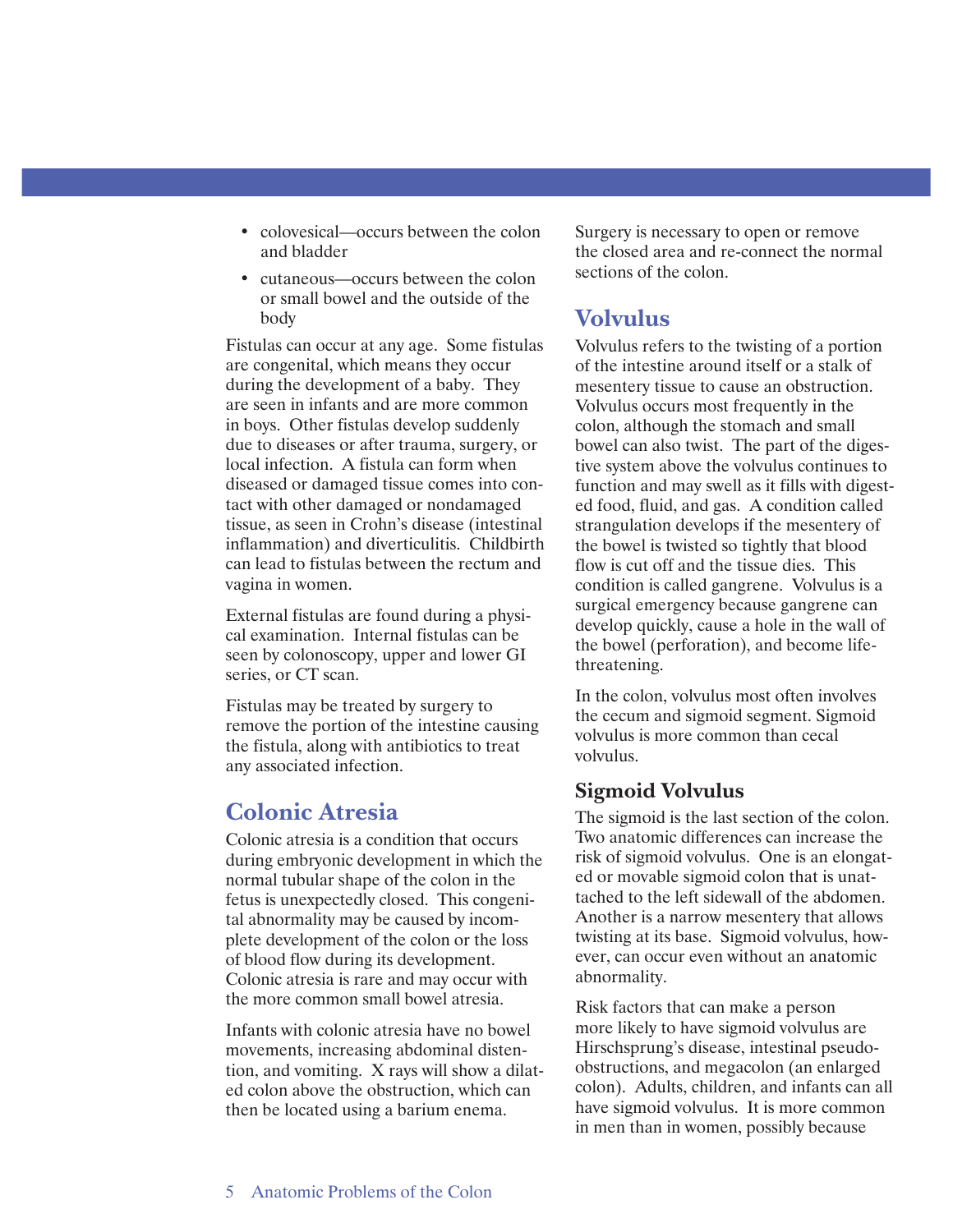- colovesical—occurs between the colon and bladder
- cutaneous—occurs between the colon or small bowel and the outside of the body

Fistulas can occur at any age. Some fistulas are congenital, which means they occur during the development of a baby. They are seen in infants and are more common in boys. Other fistulas develop suddenly due to diseases or after trauma, surgery, or local infection. A fistula can form when diseased or damaged tissue comes into contact with other damaged or nondamaged tissue, as seen in Crohn's disease (intestinal inflammation) and diverticulitis. Childbirth can lead to fistulas between the rectum and vagina in women.

External fistulas are found during a physical examination. Internal fistulas can be seen by colonoscopy, upper and lower GI series, or CT scan.

Fistulas may be treated by surgery to remove the portion of the intestine causing the fistula, along with antibiotics to treat any associated infection.

## Colonic Atresia

Colonic atresia is a condition that occurs during embryonic development in which the normal tubular shape of the colon in the fetus is unexpectedly closed. This congenital abnormality may be caused by incomplete development of the colon or the loss of blood flow during its development. Colonic atresia is rare and may occur with the more common small bowel atresia.

Infants with colonic atresia have no bowel movements, increasing abdominal distention, and vomiting. X rays will show a dilated colon above the obstruction, which can then be located using a barium enema.

Surgery is necessary to open or remove the closed area and re-connect the normal sections of the colon.

## Volvulus

Volvulus refers to the twisting of a portion of the intestine around itself or a stalk of mesentery tissue to cause an obstruction. Volvulus occurs most frequently in the colon, although the stomach and small bowel can also twist. The part of the digestive system above the volvulus continues to function and may swell as it fills with digested food, fluid, and gas. A condition called strangulation develops if the mesentery of the bowel is twisted so tightly that blood flow is cut off and the tissue dies. This condition is called gangrene. Volvulus is a surgical emergency because gangrene can develop quickly, cause a hole in the wall of the bowel (perforation), and become life-threatening.

In the colon, volvulus most often involves the cecum and sigmoid segment. Sigmoid volvulus is more common than cecal volvulus.

### Sigmoid Volvulus

The sigmoid is the last section of the colon. Two anatomic differences can increase the risk of sigmoid volvulus. One is an elongated or movable sigmoid colon that is unattached to the left sidewall of the abdomen. Another is a narrow mesentery that allows twisting at its base. Sigmoid volvulus, however, can occur even without an anatomic abnormality.

Risk factors that can make a person more likely to have sigmoid volvulus are Hirschsprung's disease, intestinal pseudo-obstructions, and megacolon (an enlarged colon). Adults, children, and infants can all have sigmoid volvulus. It is more common in men than in women, possibly because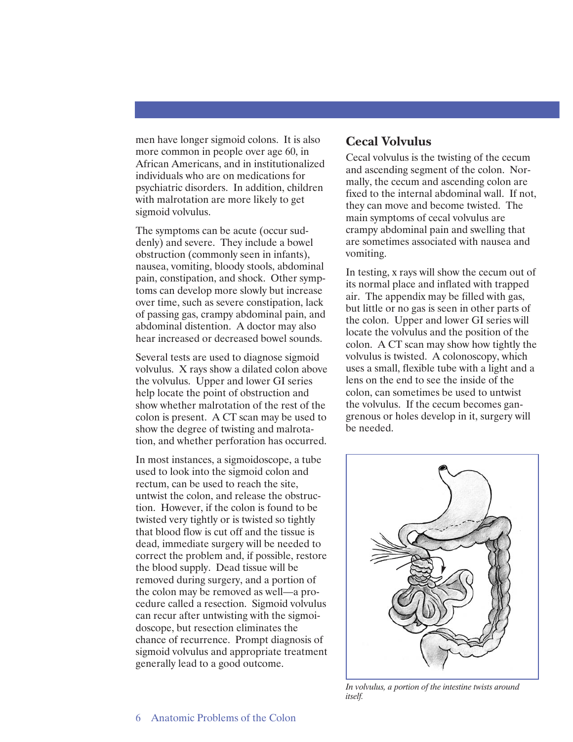men have longer sigmoid colons. It is also more common in people over age 60, in African Americans, and in institutionalized individuals who are on medications for psychiatric disorders. In addition, children with malrotation are more likely to get sigmoid volvulus.

The symptoms can be acute (occur suddenly) and severe. They include a bowel obstruction (commonly seen in infants), nausea, vomiting, bloody stools, abdominal pain, constipation, and shock. Other symptoms can develop more slowly but increase over time, such as severe constipation, lack of passing gas, crampy abdominal pain, and abdominal distention. A doctor may also hear increased or decreased bowel sounds.

Several tests are used to diagnose sigmoid volvulus. X rays show a dilated colon above the volvulus. Upper and lower GI series help locate the point of obstruction and show whether malrotation of the rest of the colon is present. A CT scan may be used to show the degree of twisting and malrotation, and whether perforation has occurred.

In most instances, a sigmoidoscope, a tube used to look into the sigmoid colon and rectum, can be used to reach the site, untwist the colon, and release the obstruction. However, if the colon is found to be twisted very tightly or is twisted so tightly that blood flow is cut off and the tissue is dead, immediate surgery will be needed to correct the problem and, if possible, restore the blood supply. Dead tissue will be removed during surgery, and a portion of the colon may be removed as well—a procedure called a resection. Sigmoid volvulus can recur after untwisting with the sigmoidoscope, but resection eliminates the chance of recurrence. Prompt diagnosis of sigmoid volvulus and appropriate treatment generally lead to a good outcome.

## Cecal Volvulus

Cecal volvulus is the twisting of the cecum and ascending segment of the colon. Normally, the cecum and ascending colon are fixed to the internal abdominal wall. If not, they can move and become twisted. The main symptoms of cecal volvulus are crampy abdominal pain and swelling that are sometimes associated with nausea and vomiting.

In testing, x rays will show the cecum out of its normal place and inflated with trapped air. The appendix may be filled with gas, but little or no gas is seen in other parts of the colon. Upper and lower GI series will locate the volvulus and the position of the colon. A CT scan may show how tightly the volvulus is twisted. A colonoscopy, which uses a small, flexible tube with a light and a lens on the end to see the inside of the colon, can sometimes be used to untwist the volvulus. If the cecum becomes gangrenous or holes develop in it, surgery will be needed.

*In volvulus, a portion of the intestine twists around itself.*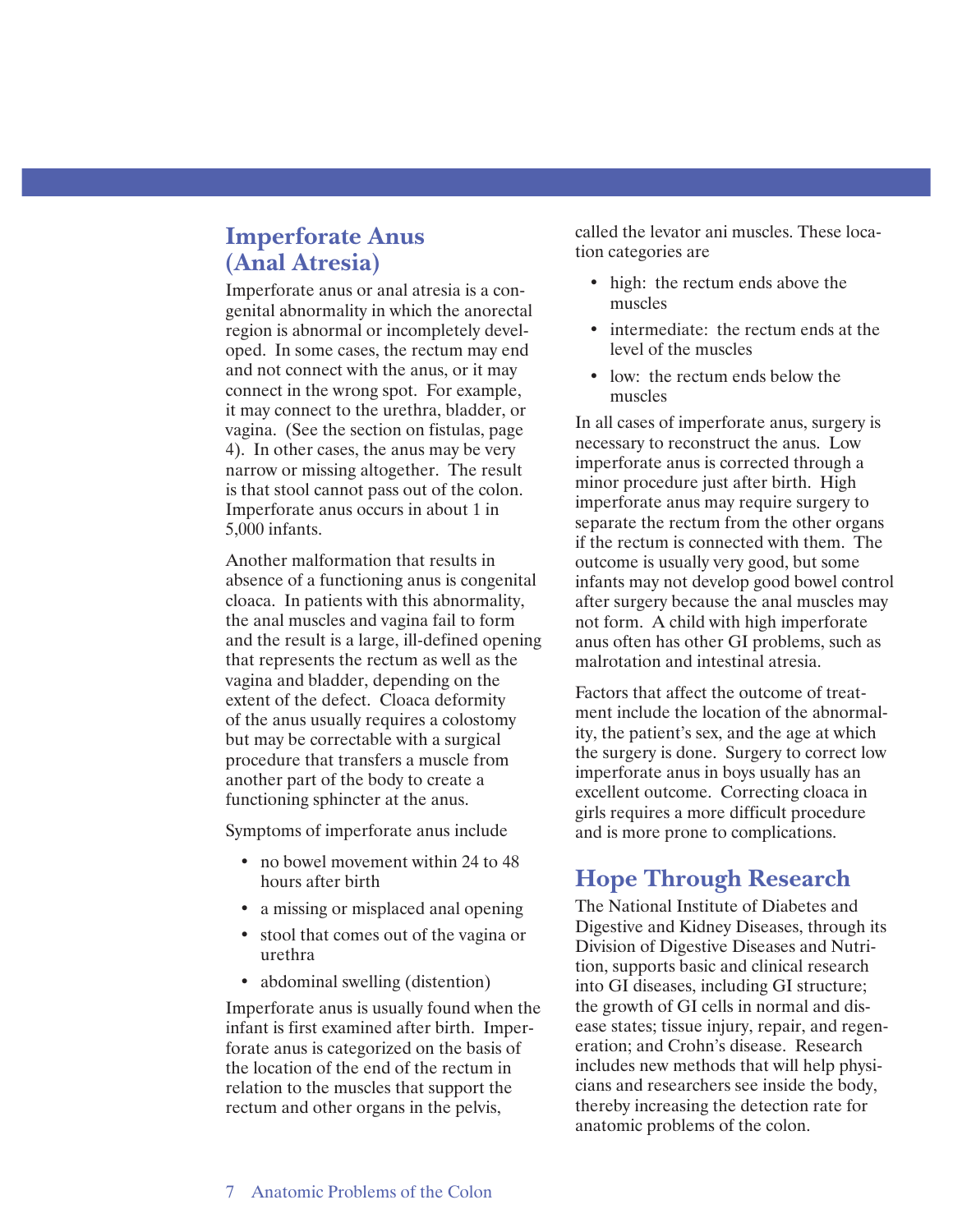## Imperforate Anus (Anal Atresia)

Imperforate anus or anal atresia is a congenital abnormality in which the anorectal region is abnormal or incompletely developed. In some cases, the rectum may end and not connect with the anus, or it may connect in the wrong spot. For example, it may connect to the urethra, bladder, or vagina. (See the section on fistulas, page 4). In other cases, the anus may be very narrow or missing altogether. The result is that stool cannot pass out of the colon. Imperforate anus occurs in about 1 in 5,000 infants.

Another malformation that results in absence of a functioning anus is congenital cloaca. In patients with this abnormality, the anal muscles and vagina fail to form and the result is a large, ill-defined opening that represents the rectum as well as the vagina and bladder, depending on the extent of the defect. Cloaca deformity of the anus usually requires a colostomy but may be correctable with a surgical procedure that transfers a muscle from another part of the body to create a functioning sphincter at the anus.

Symptoms of imperforate anus include

- no bowel movement within 24 to 48 hours after birth
- a missing or misplaced anal opening
- stool that comes out of the vagina or urethra
- abdominal swelling (distention)

Imperforate anus is usually found when the infant is first examined after birth. Imperforate anus is categorized on the basis of the location of the end of the rectum in relation to the muscles that support the rectum and other organs in the pelvis, called the levator ani muscles. These location categories are

- high: the rectum ends above the muscles
- intermediate: the rectum ends at the level of the muscles
- low: the rectum ends below the muscles

In all cases of imperforate anus, surgery is necessary to reconstruct the anus. Low imperforate anus is corrected through a minor procedure just after birth. High imperforate anus may require surgery to separate the rectum from the other organs if the rectum is connected with them. The outcome is usually very good, but some infants may not develop good bowel control after surgery because the anal muscles may not form. A child with high imperforate anus often has other GI problems, such as malrotation and intestinal atresia.

Factors that affect the outcome of treatment include the location of the abnormality, the patient's sex, and the age at which the surgery is done. Surgery to correct low imperforate anus in boys usually has an excellent outcome. Correcting cloaca in girls requires a more difficult procedure and is more prone to complications.

## Hope Through Research

The National Institute of Diabetes and Digestive and Kidney Diseases, through its Division of Digestive Diseases and Nutrition, supports basic and clinical research into GI diseases, including GI structure; the growth of GI cells in normal and disease states; tissue injury, repair, and regeneration; and Crohn's disease. Research includes new methods that will help physicians and researchers see inside the body, thereby increasing the detection rate for anatomic problems of the colon.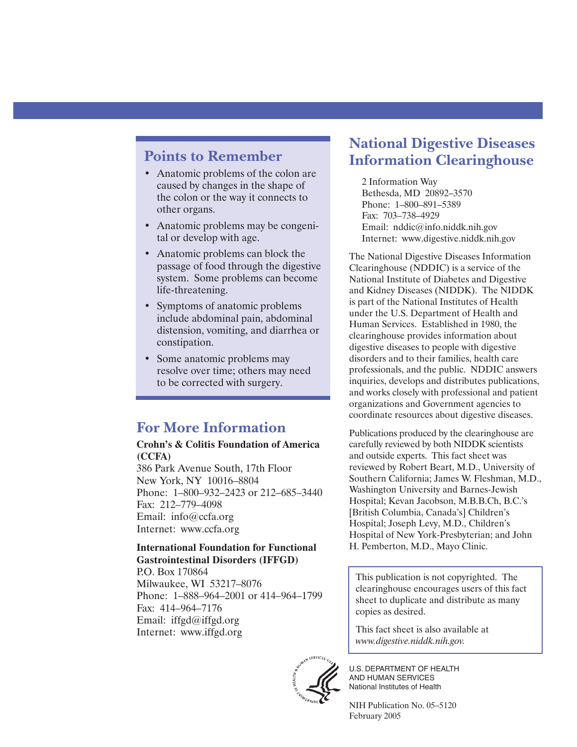## Points to Remember

- Anatomic problems of the colon are caused by changes in the shape of the colon or the way it connects to other organs.
- Anatomic problems may be congenital or develop with age.
- Anatomic problems can block the passage of food through the digestive system. Some problems can become life-threatening.
- Symptoms of anatomic problems include abdominal pain, abdominal distension, vomiting, and diarrhea or constipation.
- Some anatomic problems may resolve over time; others may need to be corrected with surgery.

## For More Information

**Crohn's & Colitis Foundation of America (CCFA)**
386 Park Avenue South, 17th Floor
New York, NY 10016–8804
Phone: 1–800–932–2423 or 212–685–3440
Fax: 212–779–4098
Email: info@ccfa.org
Internet: www.ccfa.org

**International Foundation for Functional Gastrointestinal Disorders (IFFGD)**
P.O. Box 170864
Milwaukee, WI 53217–8076
Phone: 1–888–964–2001 or 414–964–1799
Fax: 414–964–7176
Email: iffgd@iffgd.org
Internet: www.iffgd.org

## National Digestive Diseases Information Clearinghouse

2 Information Way
Bethesda, MD 20892–3570
Phone: 1–800–891–5389
Fax: 703–738–4929
Email: nddic@info.niddk.nih.gov
Internet: www.digestive.niddk.nih.gov

The National Digestive Diseases Information Clearinghouse (NDDIC) is a service of the National Institute of Diabetes and Digestive and Kidney Diseases (NIDDK). The NIDDK is part of the National Institutes of Health under the U.S. Department of Health and Human Services. Established in 1980, the clearinghouse provides information about digestive diseases to people with digestive disorders and to their families, health care professionals, and the public. NDDIC answers inquiries, develops and distributes publications, and works closely with professional and patient organizations and Government agencies to coordinate resources about digestive diseases.

Publications produced by the clearinghouse are carefully reviewed by both NIDDK scientists and outside experts. This fact sheet was reviewed by Robert Beart, M.D., University of Southern California; James W. Fleshman, M.D., Washington University and Barnes-Jewish Hospital; Kevan Jacobson, M.B.B.Ch, B.C.'s [British Columbia, Canada's] Children's Hospital; Joseph Levy, M.D., Children's Hospital of New York-Presbyterian; and John H. Pemberton, M.D., Mayo Clinic.

This publication is not copyrighted. The clearinghouse encourages users of this fact sheet to duplicate and distribute as many copies as desired.

This fact sheet is also available at *www.digestive.niddk.nih.gov.*

U.S. DEPARTMENT OF HEALTH AND HUMAN SERVICES
National Institutes of Health

NIH Publication No. 05–5120
February 2005